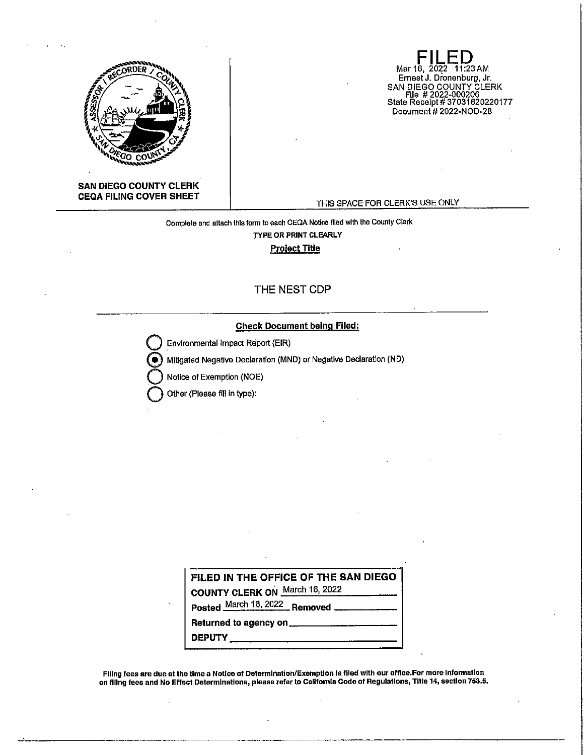**SAN DIEGO COUNTY CLERK**
**CEQA FILING COVER SHEET**

**FILED**
Mar 16, 2022 11:23 AM
Ernest J. Dronenburg, Jr.
SAN DIEGO COUNTY CLERK
File # 2022-000206
State Receipt # 37031620220177
Document # 2022-NOD-28

THIS SPACE FOR CLERK'S USE ONLY

Complete and attach this form to each CEQA Notice filed with the County Clerk

**TYPE OR PRINT CLEARLY**

**Project Title**

THE NEST CDP

**Check Document being Filed:**

- ○ Environmental Impact Report (EIR)
- ● Mitigated Negative Declaration (MND) or Negative Declaration (ND)
- ○ Notice of Exemption (NOE)
- ○ Other (Please fill in type):

| FILED IN THE OFFICE OF THE SAN DIEGO |
|---|
| COUNTY CLERK ON March 16, 2022 |
| Posted March 16, 2022 Removed ____ |
| Returned to agency on ____ |
| DEPUTY ____ |

**Filing fees are due at the time a Notice of Determination/Exemption is filed with our office.For more information on filing fees and No Effect Determinations, please refer to California Code of Regulations, Title 14, section 753.5.**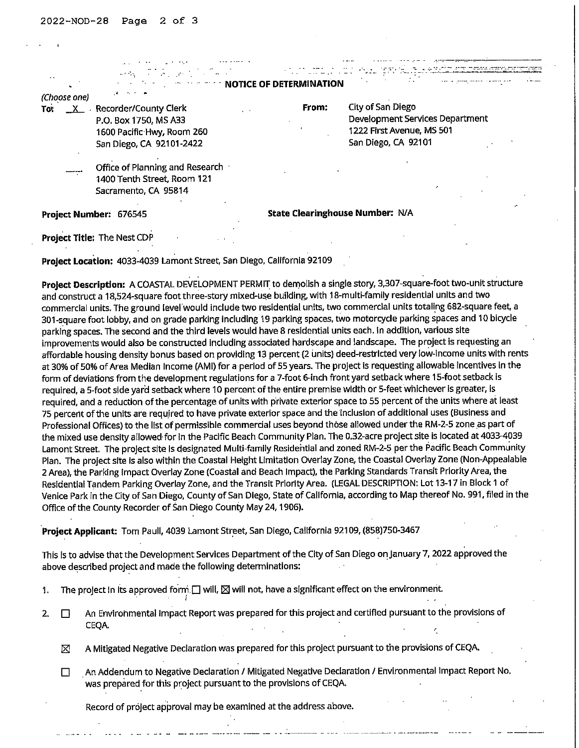# NOTICE OF DETERMINATION

*(Choose one)*

**To:** X Recorder/County Clerk
P.O. Box 1750, MS A33
1600 Pacific Hwy, Room 260
San Diego, CA 92101-2422

___ Office of Planning and Research
1400 Tenth Street, Room 121
Sacramento, CA 95814

**From:** City of San Diego
Development Services Department
1222 First Avenue, MS 501
San Diego, CA 92101

**Project Number:** 676545

**State Clearinghouse Number:** N/A

**Project Title:** The Nest CDP

**Project Location:** 4033-4039 Lamont Street, San Diego, California 92109

**Project Description:** A COASTAL DEVELOPMENT PERMIT to demolish a single story, 3,307-square-foot two-unit structure and construct a 18,524-square foot three-story mixed-use building, with 18-multi-family residential units and two commercial units. The ground level would include two residential units, two commercial units totaling 682-square feet, a 301-square foot lobby, and on grade parking including 19 parking spaces, two motorcycle parking spaces and 10 bicycle parking spaces. The second and the third levels would have 8 residential units each. In addition, various site improvements would also be constructed including associated hardscape and landscape. The project is requesting an affordable housing density bonus based on providing 13 percent (2 units) deed-restricted very low-income units with rents at 30% of 50% of Area Median Income (AMI) for a period of 55 years. The project is requesting allowable incentives in the form of deviations from the development regulations for a 7-foot 6-inch front yard setback where 15-foot setback is required, a 5-foot side yard setback where 10 percent of the entire premise width or 5-feet whichever is greater, is required, and a reduction of the percentage of units with private exterior space to 55 percent of the units where at least 75 percent of the units are required to have private exterior space and the inclusion of additional uses (Business and Professional Offices) to the list of permissible commercial uses beyond those allowed under the RM-2-5 zone as part of the mixed use density allowed for in the Pacific Beach Community Plan. The 0.32-acre project site is located at 4033-4039 Lamont Street. The project site is designated Multi-family Residential and zoned RM-2-5 per the Pacific Beach Community Plan. The project site is also within the Coastal Height Limitation Overlay Zone, the Coastal Overlay Zone (Non-Appealable 2 Area), the Parking Impact Overlay Zone (Coastal and Beach Impact), the Parking Standards Transit Priority Area, the Residential Tandem Parking Overlay Zone, and the Transit Priority Area. (LEGAL DESCRIPTION: Lot 13-17 in Block 1 of Venice Park in the City of San Diego, County of San Diego, State of California, according to Map thereof No. 991, filed in the Office of the County Recorder of San Diego County May 24, 1906).

**Project Applicant:** Tom Paull, 4039 Lamont Street, San Diego, California 92109, (858)750-3467

This is to advise that the Development Services Department of the City of San Diego on January 7, 2022 approved the above described project and made the following determinations:

1. The project in its approved form ☐ will, ☒ will not, have a significant effect on the environment.

2. ☐ An Environmental Impact Report was prepared for this project and certified pursuant to the provisions of CEQA.

   ☒ A Mitigated Negative Declaration was prepared for this project pursuant to the provisions of CEQA.

   ☐ An Addendum to Negative Declaration / Mitigated Negative Declaration / Environmental Impact Report No. was prepared for this project pursuant to the provisions of CEQA.

   Record of project approval may be examined at the address above.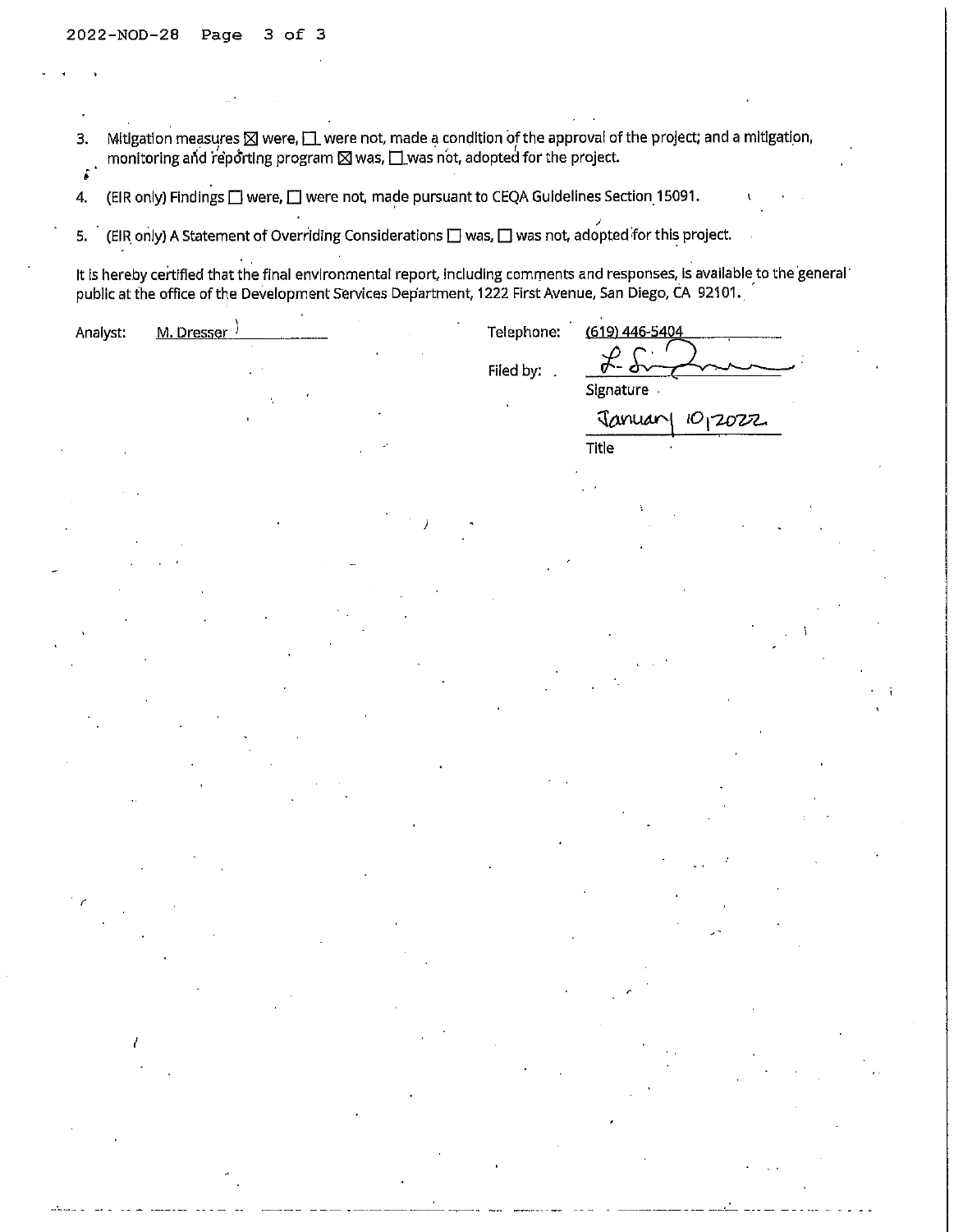3. Mitigation measures ☒ were, ☐ were not, made a condition of the approval of the project; and a mitigation, monitoring and reporting program ☒ was, ☐ was not, adopted for the project.

4. (EIR only) Findings ☐ were, ☐ were not, made pursuant to CEQA Guidelines Section 15091.

5. (EIR only) A Statement of Overriding Considerations ☐ was, ☐ was not, adopted for this project.

It is hereby certified that the final environmental report, including comments and responses, is available to the general public at the office of the Development Services Department, 1222 First Avenue, San Diego, CA 92101.

Analyst: M. Dresser

Telephone: (619) 446-5404

Filed by: [signature]

Signature

January 10, 2022

Title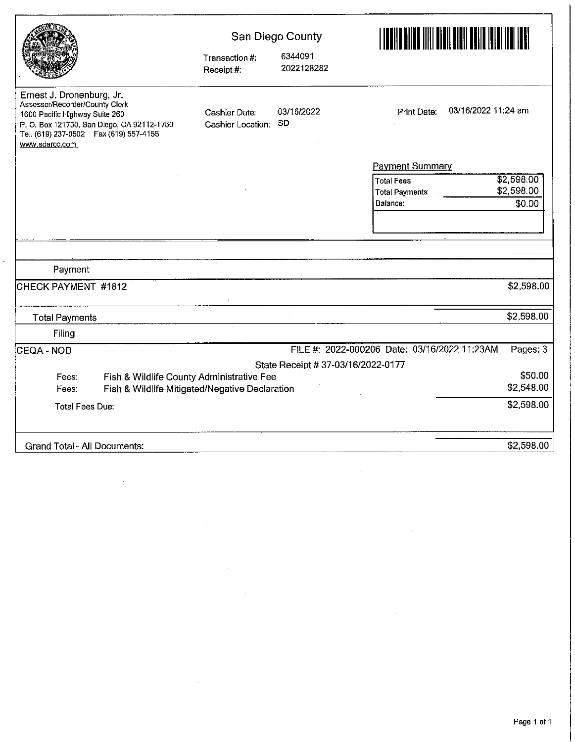San Diego County

Transaction #: 6344091
Receipt #: 2022128282

Ernest J. Dronenburg, Jr.
Assessor/Recorder/County Clerk
1600 Pacific Highway Suite 260
P. O. Box 121750, San Diego, CA 92112-1750
Tel. (619) 237-0502 Fax (619) 557-4155
www.sdarcc.com

Cashier Date: 03/16/2022
Cashier Location: SD

Print Date: 03/16/2022 11:24 am

**Payment Summary**

| | |
|---|---|
| Total Fees | $2,598.00 |
| Total Payments | $2,598.00 |
| Balance: | $0.00 |

**Payment**

| | |
|---|---|
| CHECK PAYMENT #1812 | $2,598.00 |
| Total Payments | $2,598.00 |

**Filing**

CEQA - NOD FILE #: 2022-000206 Date: 03/16/2022 11:23AM Pages: 3

State Receipt # 37-03/16/2022-0177

| | | |
|---|---|---|
| Fees: | Fish & Wildlife County Administrative Fee | $50.00 |
| Fees: | Fish & Wildlife Mitigated/Negative Declaration | $2,548.00 |
| Total Fees Due: | | $2,598.00 |

Grand Total - All Documents: $2,598.00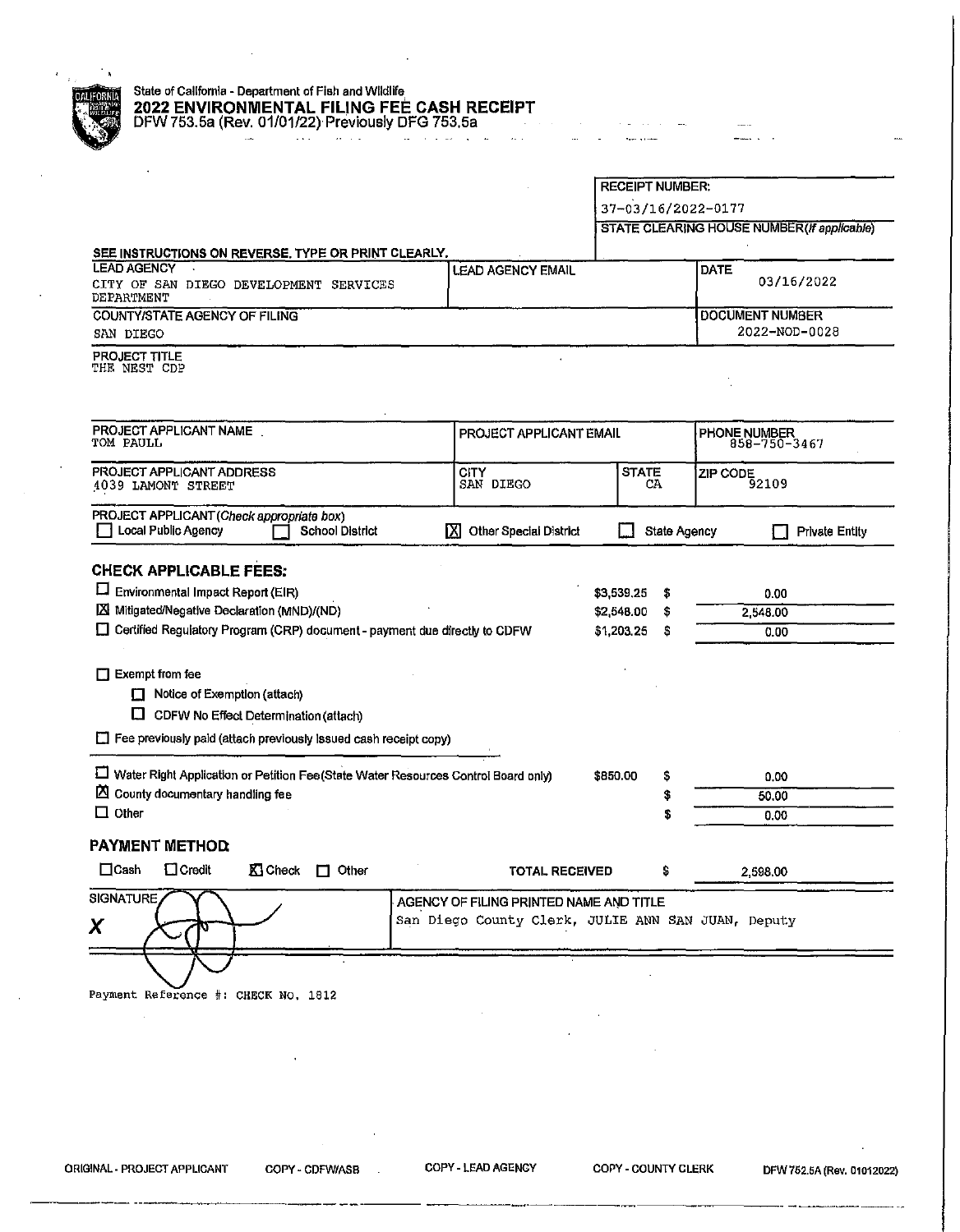State of California - Department of Fish and Wildlife

# 2022 ENVIRONMENTAL FILING FEE CASH RECEIPT

DFW 753.5a (Rev. 01/01/22) Previously DFG 753.5a

| | |
|---|---|
| RECEIPT NUMBER: | 37-03/16/2022-0177 |
| STATE CLEARING HOUSE NUMBER *(If applicable)* | |

**SEE INSTRUCTIONS ON REVERSE. TYPE OR PRINT CLEARLY.**

| LEAD AGENCY | LEAD AGENCY EMAIL | DATE |
|---|---|---|
| CITY OF SAN DIEGO DEVELOPMENT SERVICES DEPARTMENT | | 03/16/2022 |

| COUNTY/STATE AGENCY OF FILING | DOCUMENT NUMBER |
|---|---|
| SAN DIEGO | 2022-NOD-0028 |

PROJECT TITLE
THE NEST CDP

| PROJECT APPLICANT NAME | PROJECT APPLICANT EMAIL | PHONE NUMBER |
|---|---|---|
| TOM PAULL | | 858-750-3467 |

| PROJECT APPLICANT ADDRESS | CITY | STATE | ZIP CODE |
|---|---|---|---|
| 4039 LAMONT STREET | SAN DIEGO | CA | 92109 |

PROJECT APPLICANT *(Check appropriate box)*

☐ Local Public Agency ☐ School District ☒ Other Special District ☐ State Agency ☐ Private Entity

## CHECK APPLICABLE FEES:

| | | |
|---|---|---|
| ☐ Environmental Impact Report (EIR) | $3,539.25 | $ 0.00 |
| ☒ Mitigated/Negative Declaration (MND)/(ND) | $2,548.00 | $ 2,548.00 |
| ☐ Certified Regulatory Program (CRP) document - payment due directly to CDFW | $1,203.25 | $ 0.00 |

☐ Exempt from fee

☐ Notice of Exemption (attach)

☐ CDFW No Effect Determination (attach)

☐ Fee previously paid (attach previously issued cash receipt copy)

| | | |
|---|---|---|
| ☐ Water Right Application or Petition Fee (State Water Resources Control Board only) | $850.00 | $ 0.00 |
| ☒ County documentary handling fee | | $ 50.00 |
| ☐ Other | | $ 0.00 |

## PAYMENT METHOD:

☐ Cash ☐ Credit ☒ Check ☐ Other

**TOTAL RECEIVED** $ 2,598.00

| SIGNATURE | AGENCY OF FILING PRINTED NAME AND TITLE |
|---|---|
| X | San Diego County Clerk, JULIE ANN SAN JUAN, Deputy |

Payment Reference #: CHECK NO. 1812

ORIGINAL - PROJECT APPLICANT COPY - CDFW/ASB COPY - LEAD AGENCY COPY - COUNTY CLERK DFW 753.5A (Rev. 01012022)